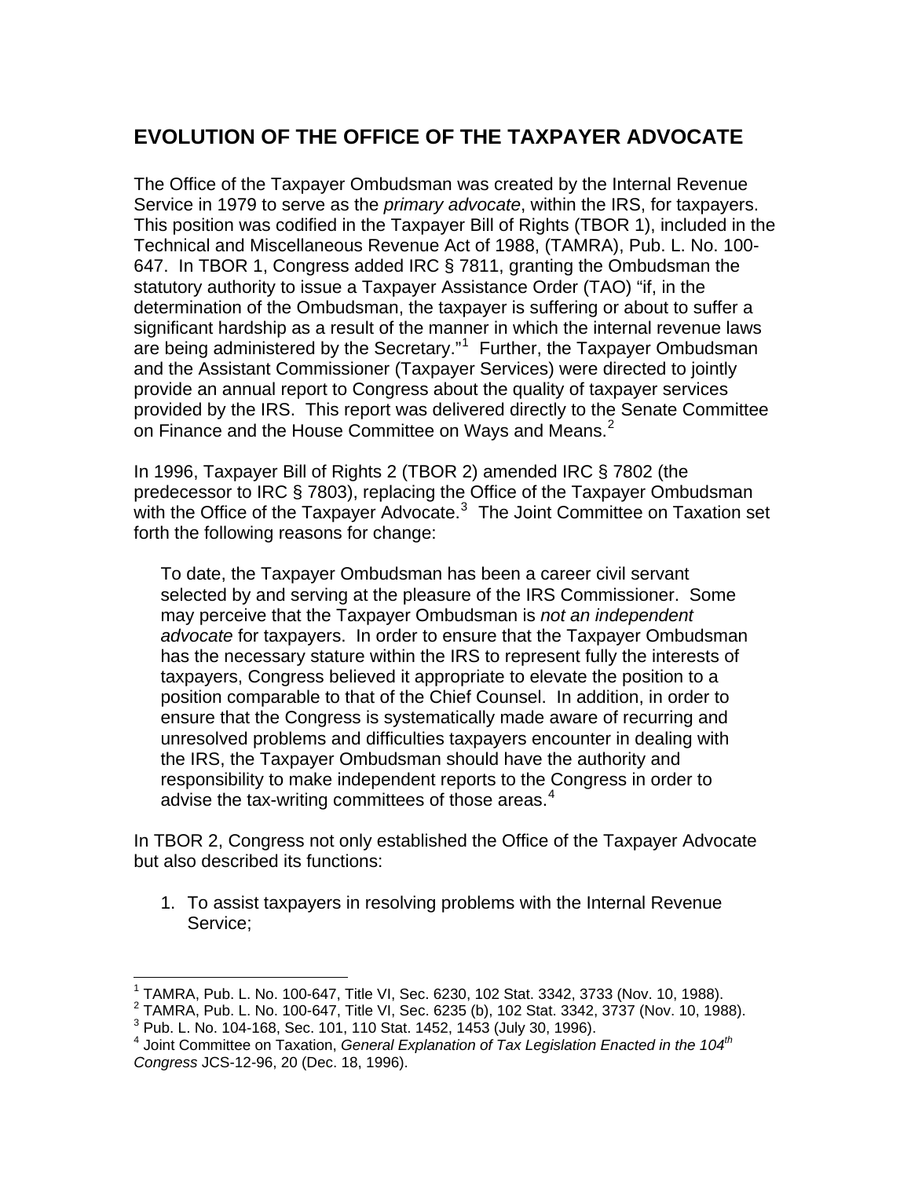## EVOLUTION OF THE OFFICE OF THE TAXPAYER ADVOCATE

The Office of the Taxpayer Ombudsman was created by the Internal Revenue Service in 1979 to serve as the *primary advocate*, within the IRS, for taxpayers. This position was codified in the Taxpayer Bill of Rights (TBOR 1), included in the Technical and Miscellaneous Revenue Act of 1988, (TAMRA), Pub. L. No. 100-647. In TBOR 1, Congress added IRC § 7811, granting the Ombudsman the statutory authority to issue a Taxpayer Assistance Order (TAO) "if, in the determination of the Ombudsman, the taxpayer is suffering or about to suffer a significant hardship as a result of the manner in which the internal revenue laws are being administered by the Secretary."[1] Further, the Taxpayer Ombudsman and the Assistant Commissioner (Taxpayer Services) were directed to jointly provide an annual report to Congress about the quality of taxpayer services provided by the IRS. This report was delivered directly to the Senate Committee on Finance and the House Committee on Ways and Means.[2]

In 1996, Taxpayer Bill of Rights 2 (TBOR 2) amended IRC § 7802 (the predecessor to IRC § 7803), replacing the Office of the Taxpayer Ombudsman with the Office of the Taxpayer Advocate.[3] The Joint Committee on Taxation set forth the following reasons for change:

> To date, the Taxpayer Ombudsman has been a career civil servant selected by and serving at the pleasure of the IRS Commissioner. Some may perceive that the Taxpayer Ombudsman is *not an independent advocate* for taxpayers. In order to ensure that the Taxpayer Ombudsman has the necessary stature within the IRS to represent fully the interests of taxpayers, Congress believed it appropriate to elevate the position to a position comparable to that of the Chief Counsel. In addition, in order to ensure that the Congress is systematically made aware of recurring and unresolved problems and difficulties taxpayers encounter in dealing with the IRS, the Taxpayer Ombudsman should have the authority and responsibility to make independent reports to the Congress in order to advise the tax-writing committees of those areas.[4]

In TBOR 2, Congress not only established the Office of the Taxpayer Advocate but also described its functions:

1. To assist taxpayers in resolving problems with the Internal Revenue Service;

---

[1] TAMRA, Pub. L. No. 100-647, Title VI, Sec. 6230, 102 Stat. 3342, 3733 (Nov. 10, 1988).
[2] TAMRA, Pub. L. No. 100-647, Title VI, Sec. 6235 (b), 102 Stat. 3342, 3737 (Nov. 10, 1988).
[3] Pub. L. No. 104-168, Sec. 101, 110 Stat. 1452, 1453 (July 30, 1996).
[4] Joint Committee on Taxation, *General Explanation of Tax Legislation Enacted in the 104th Congress* JCS-12-96, 20 (Dec. 18, 1996).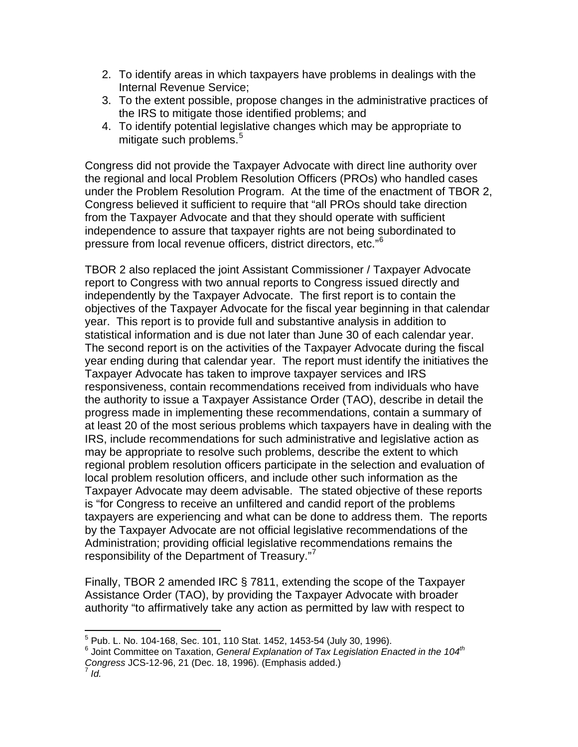2. To identify areas in which taxpayers have problems in dealings with the Internal Revenue Service;
3. To the extent possible, propose changes in the administrative practices of the IRS to mitigate those identified problems; and
4. To identify potential legislative changes which may be appropriate to mitigate such problems.[5]

Congress did not provide the Taxpayer Advocate with direct line authority over the regional and local Problem Resolution Officers (PROs) who handled cases under the Problem Resolution Program. At the time of the enactment of TBOR 2, Congress believed it sufficient to require that "all PROs should take direction from the Taxpayer Advocate and that they should operate with sufficient independence to assure that taxpayer rights are not being subordinated to pressure from local revenue officers, district directors, etc."[6]

TBOR 2 also replaced the joint Assistant Commissioner / Taxpayer Advocate report to Congress with two annual reports to Congress issued directly and independently by the Taxpayer Advocate. The first report is to contain the objectives of the Taxpayer Advocate for the fiscal year beginning in that calendar year. This report is to provide full and substantive analysis in addition to statistical information and is due not later than June 30 of each calendar year. The second report is on the activities of the Taxpayer Advocate during the fiscal year ending during that calendar year. The report must identify the initiatives the Taxpayer Advocate has taken to improve taxpayer services and IRS responsiveness, contain recommendations received from individuals who have the authority to issue a Taxpayer Assistance Order (TAO), describe in detail the progress made in implementing these recommendations, contain a summary of at least 20 of the most serious problems which taxpayers have in dealing with the IRS, include recommendations for such administrative and legislative action as may be appropriate to resolve such problems, describe the extent to which regional problem resolution officers participate in the selection and evaluation of local problem resolution officers, and include other such information as the Taxpayer Advocate may deem advisable. The stated objective of these reports is "for Congress to receive an unfiltered and candid report of the problems taxpayers are experiencing and what can be done to address them. The reports by the Taxpayer Advocate are not official legislative recommendations of the Administration; providing official legislative recommendations remains the responsibility of the Department of Treasury."[7]

Finally, TBOR 2 amended IRC § 7811, extending the scope of the Taxpayer Assistance Order (TAO), by providing the Taxpayer Advocate with broader authority "to affirmatively take any action as permitted by law with respect to

---

[5] Pub. L. No. 104-168, Sec. 101, 110 Stat. 1452, 1453-54 (July 30, 1996).

[6] Joint Committee on Taxation, *General Explanation of Tax Legislation Enacted in the 104th Congress* JCS-12-96, 21 (Dec. 18, 1996). (Emphasis added.)

[7] *Id.*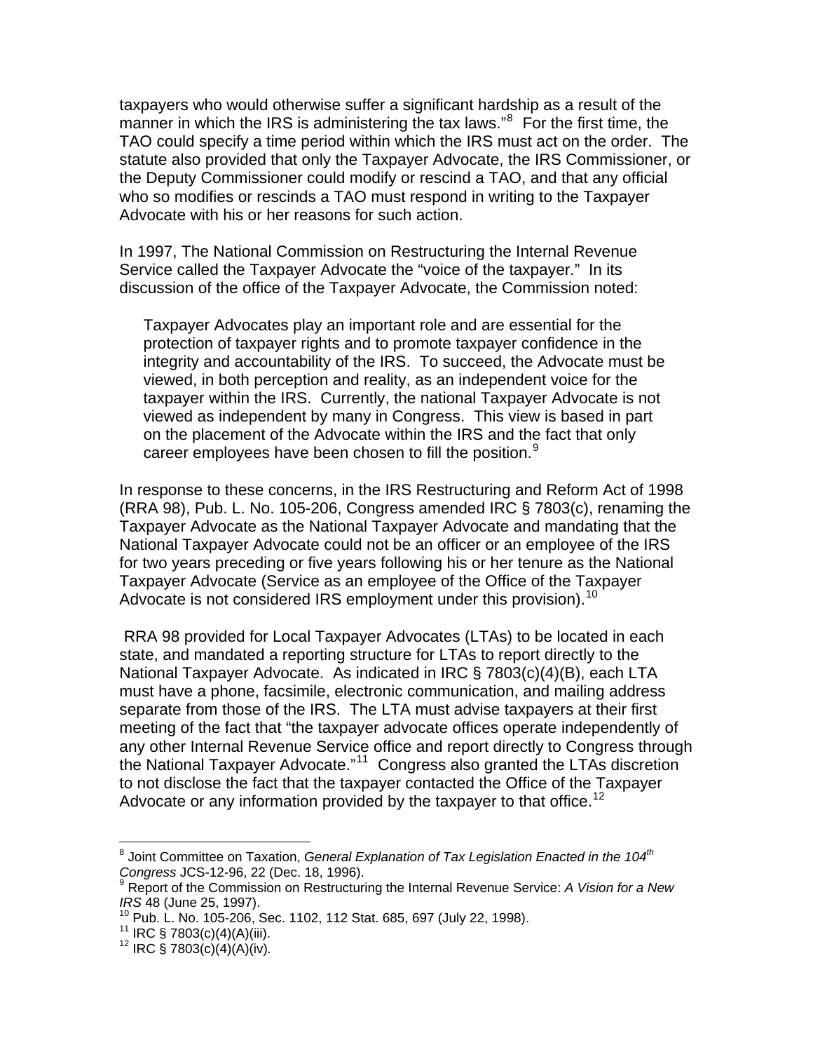taxpayers who would otherwise suffer a significant hardship as a result of the manner in which the IRS is administering the tax laws."[8] For the first time, the TAO could specify a time period within which the IRS must act on the order. The statute also provided that only the Taxpayer Advocate, the IRS Commissioner, or the Deputy Commissioner could modify or rescind a TAO, and that any official who so modifies or rescinds a TAO must respond in writing to the Taxpayer Advocate with his or her reasons for such action.

In 1997, The National Commission on Restructuring the Internal Revenue Service called the Taxpayer Advocate the "voice of the taxpayer." In its discussion of the office of the Taxpayer Advocate, the Commission noted:

> Taxpayer Advocates play an important role and are essential for the protection of taxpayer rights and to promote taxpayer confidence in the integrity and accountability of the IRS. To succeed, the Advocate must be viewed, in both perception and reality, as an independent voice for the taxpayer within the IRS. Currently, the national Taxpayer Advocate is not viewed as independent by many in Congress. This view is based in part on the placement of the Advocate within the IRS and the fact that only career employees have been chosen to fill the position.[9]

In response to these concerns, in the IRS Restructuring and Reform Act of 1998 (RRA 98), Pub. L. No. 105-206, Congress amended IRC § 7803(c), renaming the Taxpayer Advocate as the National Taxpayer Advocate and mandating that the National Taxpayer Advocate could not be an officer or an employee of the IRS for two years preceding or five years following his or her tenure as the National Taxpayer Advocate (Service as an employee of the Office of the Taxpayer Advocate is not considered IRS employment under this provision).[10]

RRA 98 provided for Local Taxpayer Advocates (LTAs) to be located in each state, and mandated a reporting structure for LTAs to report directly to the National Taxpayer Advocate. As indicated in IRC § 7803(c)(4)(B), each LTA must have a phone, facsimile, electronic communication, and mailing address separate from those of the IRS. The LTA must advise taxpayers at their first meeting of the fact that "the taxpayer advocate offices operate independently of any other Internal Revenue Service office and report directly to Congress through the National Taxpayer Advocate."[11] Congress also granted the LTAs discretion to not disclose the fact that the taxpayer contacted the Office of the Taxpayer Advocate or any information provided by the taxpayer to that office.[12]

---

[8] Joint Committee on Taxation, *General Explanation of Tax Legislation Enacted in the 104th Congress* JCS-12-96, 22 (Dec. 18, 1996).

[9] Report of the Commission on Restructuring the Internal Revenue Service: *A Vision for a New IRS* 48 (June 25, 1997).

[10] Pub. L. No. 105-206, Sec. 1102, 112 Stat. 685, 697 (July 22, 1998).

[11] IRC § 7803(c)(4)(A)(iii).

[12] IRC § 7803(c)(4)(A)(iv).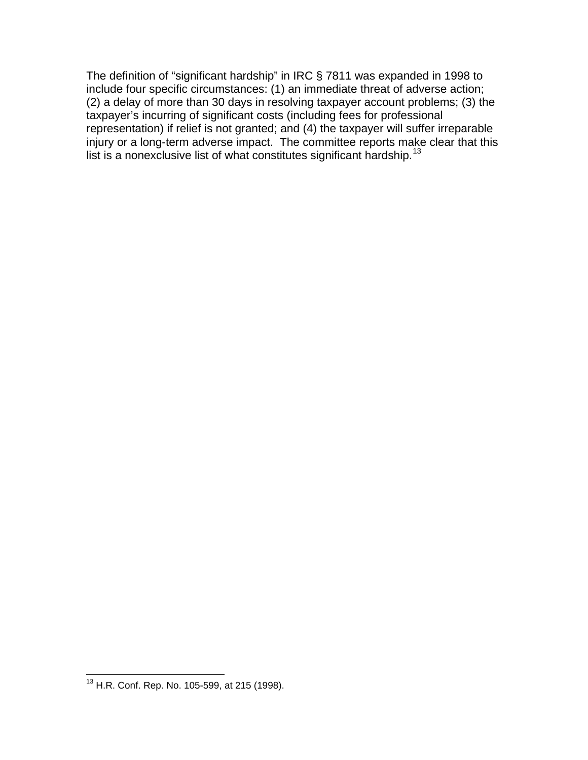The definition of "significant hardship" in IRC § 7811 was expanded in 1998 to include four specific circumstances: (1) an immediate threat of adverse action; (2) a delay of more than 30 days in resolving taxpayer account problems; (3) the taxpayer's incurring of significant costs (including fees for professional representation) if relief is not granted; and (4) the taxpayer will suffer irreparable injury or a long-term adverse impact. The committee reports make clear that this list is a nonexclusive list of what constitutes significant hardship.[13]

---

[13] H.R. Conf. Rep. No. 105-599, at 215 (1998).